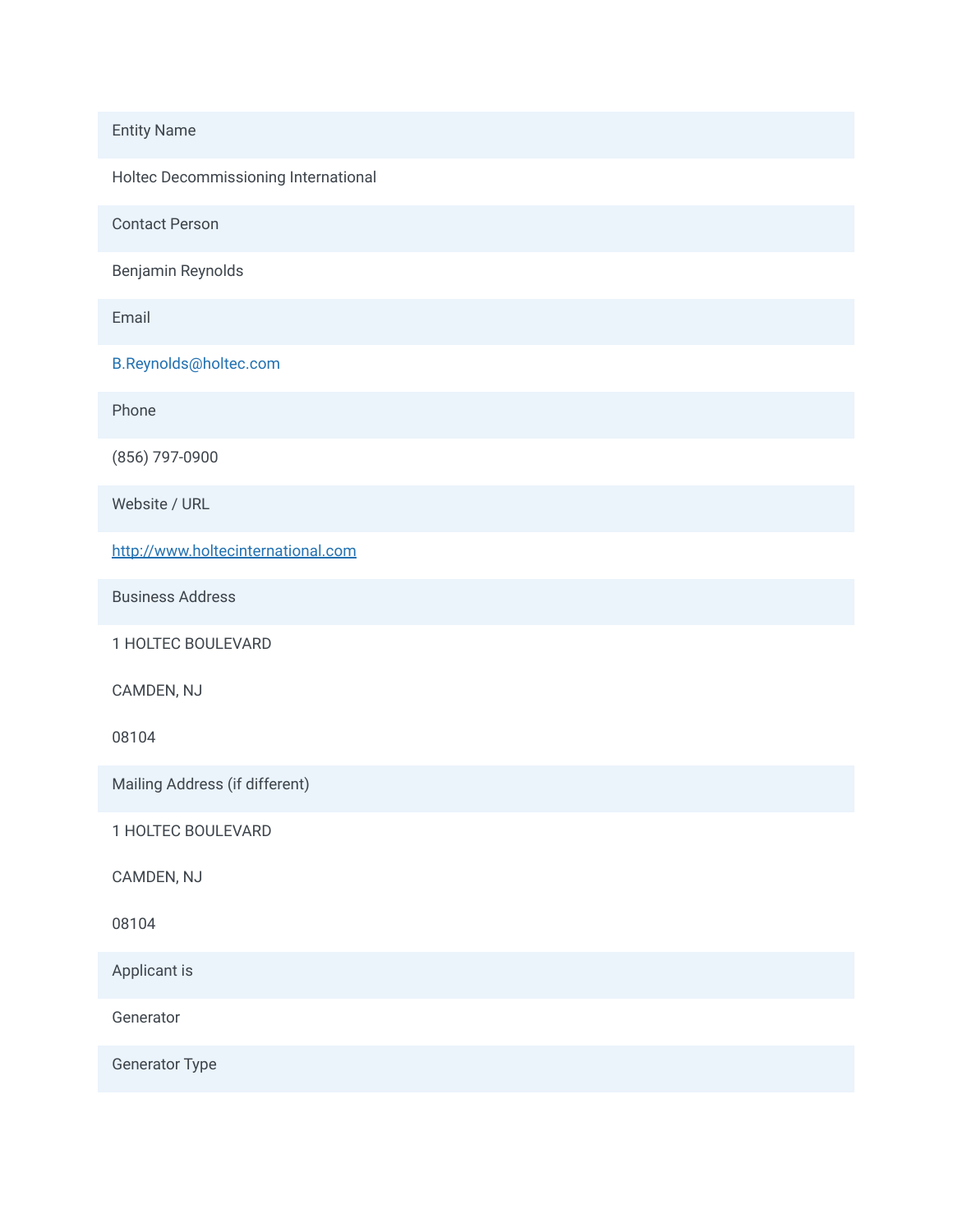| Entity Name |
| --- |
| Holtec Decommissioning International |
| **Contact Person** |
| Benjamin Reynolds |
| **Email** |
| B.Reynolds@holtec.com |
| **Phone** |
| (856) 797-0900 |
| **Website / URL** |
| http://www.holtecinternational.com |
| **Business Address** |
| 1 HOLTEC BOULEVARD<br>CAMDEN, NJ<br>08104 |
| **Mailing Address (if different)** |
| 1 HOLTEC BOULEVARD<br>CAMDEN, NJ<br>08104 |
| **Applicant is** |
| Generator |
| **Generator Type** |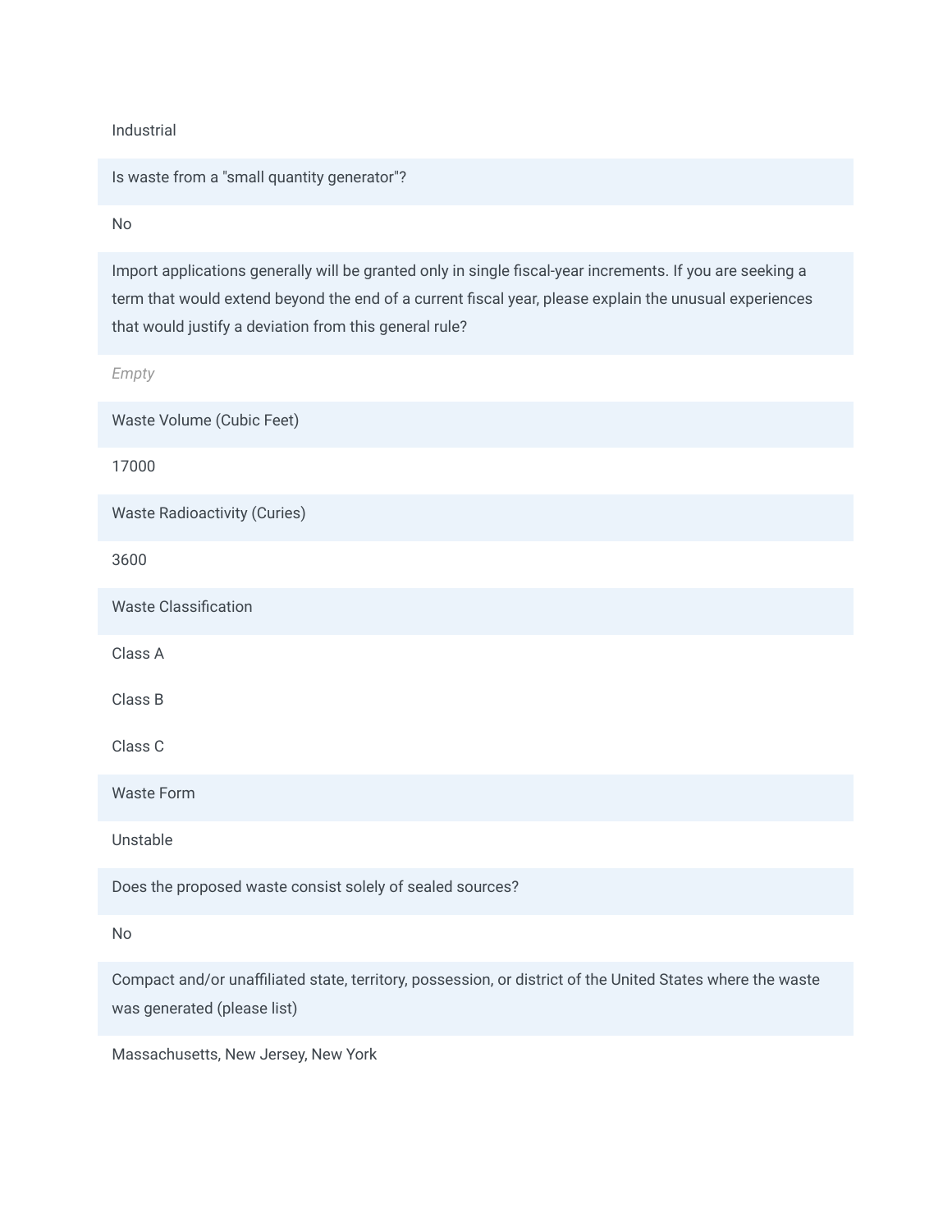Industrial

**Is waste from a "small quantity generator"?**

No

**Import applications generally will be granted only in single fiscal-year increments. If you are seeking a term that would extend beyond the end of a current fiscal year, please explain the unusual experiences that would justify a deviation from this general rule?**

*Empty*

**Waste Volume (Cubic Feet)**

17000

**Waste Radioactivity (Curies)**

3600

**Waste Classification**

Class A

Class B

Class C

**Waste Form**

Unstable

**Does the proposed waste consist solely of sealed sources?**

No

**Compact and/or unaffiliated state, territory, possession, or district of the United States where the waste was generated (please list)**

Massachusetts, New Jersey, New York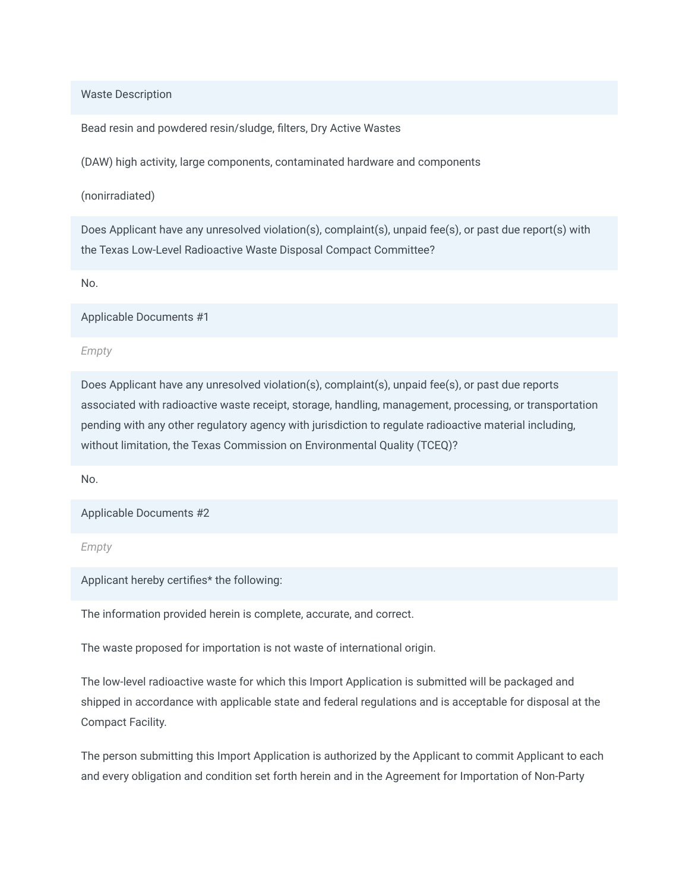**Waste Description**

Bead resin and powdered resin/sludge, filters, Dry Active Wastes

(DAW) high activity, large components, contaminated hardware and components

(nonirradiated)

**Does Applicant have any unresolved violation(s), complaint(s), unpaid fee(s), or past due report(s) with the Texas Low-Level Radioactive Waste Disposal Compact Committee?**

No.

**Applicable Documents #1**

*Empty*

**Does Applicant have any unresolved violation(s), complaint(s), unpaid fee(s), or past due reports associated with radioactive waste receipt, storage, handling, management, processing, or transportation pending with any other regulatory agency with jurisdiction to regulate radioactive material including, without limitation, the Texas Commission on Environmental Quality (TCEQ)?**

No.

**Applicable Documents #2**

*Empty*

**Applicant hereby certifies* the following:**

The information provided herein is complete, accurate, and correct.

The waste proposed for importation is not waste of international origin.

The low-level radioactive waste for which this Import Application is submitted will be packaged and shipped in accordance with applicable state and federal regulations and is acceptable for disposal at the Compact Facility.

The person submitting this Import Application is authorized by the Applicant to commit Applicant to each and every obligation and condition set forth herein and in the Agreement for Importation of Non-Party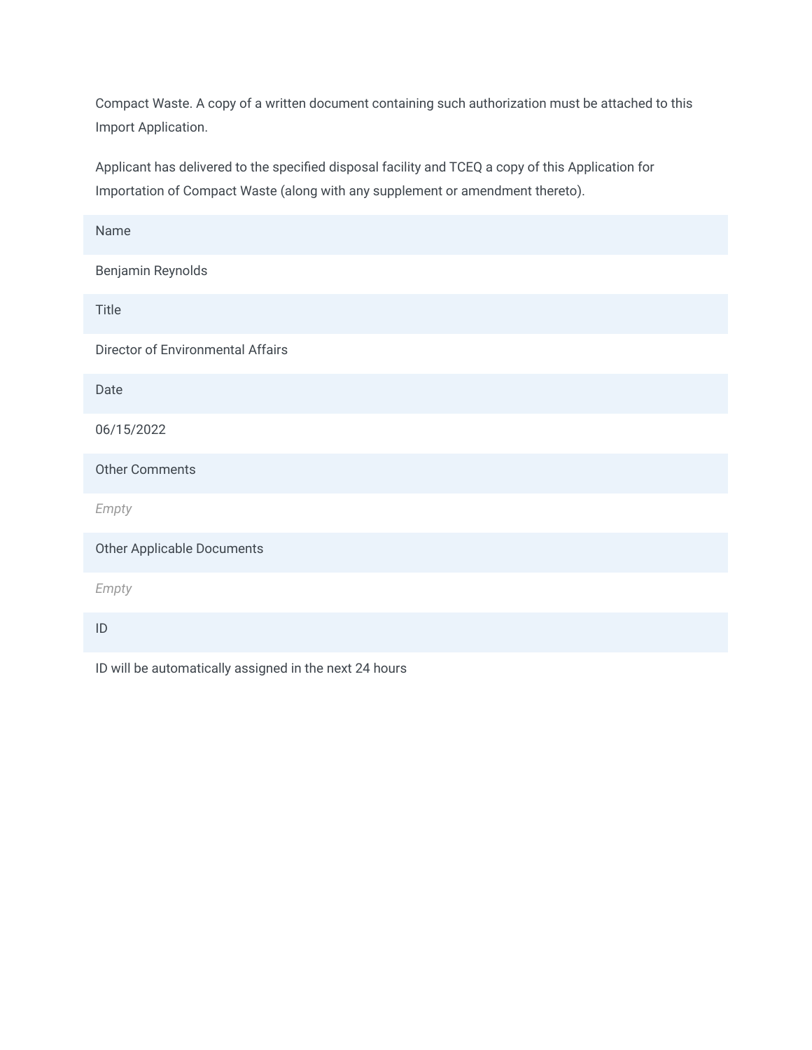Compact Waste. A copy of a written document containing such authorization must be attached to this Import Application.

Applicant has delivered to the specified disposal facility and TCEQ a copy of this Application for Importation of Compact Waste (along with any supplement or amendment thereto).

| Name |
| --- |
| Benjamin Reynolds |
| **Title** |
| Director of Environmental Affairs |
| **Date** |
| 06/15/2022 |
| **Other Comments** |
| *Empty* |
| **Other Applicable Documents** |
| *Empty* |
| **ID** |
| ID will be automatically assigned in the next 24 hours |